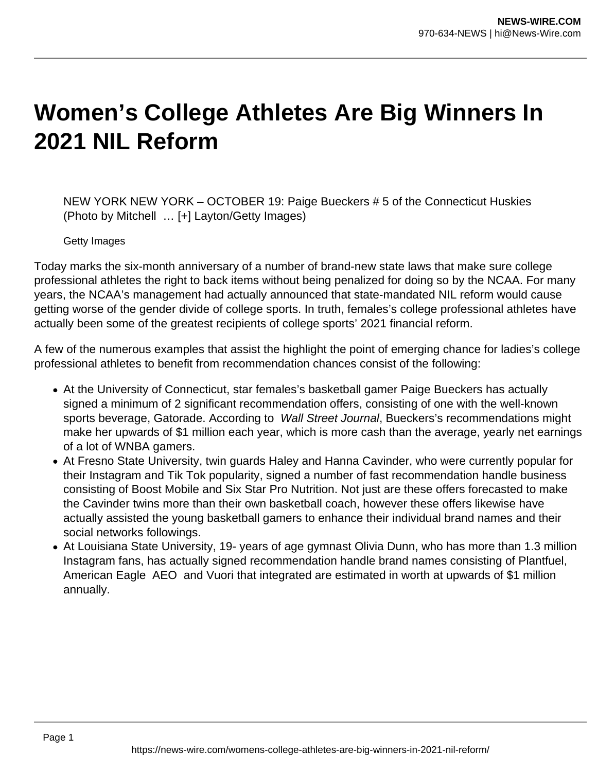# Women's College Athletes Are Big Winners In 2021 NIL Reform

NEW YORK NEW YORK – OCTOBER 19: Paige Bueckers # 5 of the Connecticut Huskies (Photo by Mitchell … [+] Layton/Getty Images)

Getty Images

Today marks the six-month anniversary of a number of brand-new state laws that make sure college professional athletes the right to back items without being penalized for doing so by the NCAA. For many years, the NCAA's management had actually announced that state-mandated NIL reform would cause getting worse of the gender divide of college sports. In truth, females's college professional athletes have actually been some of the greatest recipients of college sports' 2021 financial reform.

A few of the numerous examples that assist the highlight the point of emerging chance for ladies's college professional athletes to benefit from recommendation chances consist of the following:

- At the University of Connecticut, star females's basketball gamer Paige Bueckers has actually signed a minimum of 2 significant recommendation offers, consisting of one with the well-known sports beverage, Gatorade. According to *Wall Street Journal*, Bueckers's recommendations might make her upwards of $1 million each year, which is more cash than the average, yearly net earnings of a lot of WNBA gamers.
- At Fresno State University, twin guards Haley and Hanna Cavinder, who were currently popular for their Instagram and Tik Tok popularity, signed a number of fast recommendation handle business consisting of Boost Mobile and Six Star Pro Nutrition. Not just are these offers forecasted to make the Cavinder twins more than their own basketball coach, however these offers likewise have actually assisted the young basketball gamers to enhance their individual brand names and their social networks followings.
- At Louisiana State University, 19- years of age gymnast Olivia Dunn, who has more than 1.3 million Instagram fans, has actually signed recommendation handle brand names consisting of Plantfuel, American Eagle AEO and Vuori that integrated are estimated in worth at upwards of $1 million annually.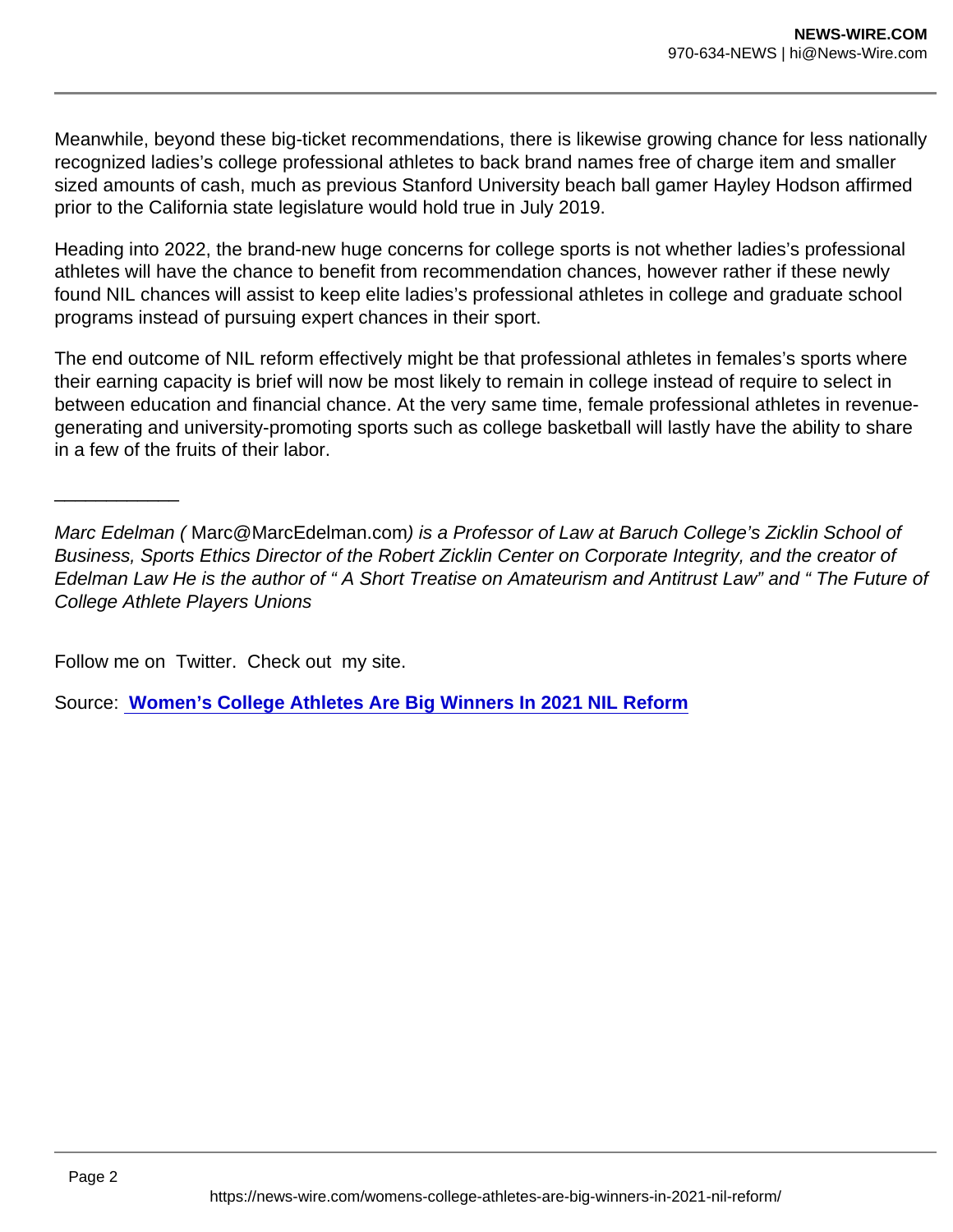Meanwhile, beyond these big-ticket recommendations, there is likewise growing chance for less nationally recognized ladies's college professional athletes to back brand names free of charge item and smaller sized amounts of cash, much as previous Stanford University beach ball gamer Hayley Hodson affirmed prior to the California state legislature would hold true in July 2019.

Heading into 2022, the brand-new huge concerns for college sports is not whether ladies's professional athletes will have the chance to benefit from recommendation chances, however rather if these newly found NIL chances will assist to keep elite ladies's professional athletes in college and graduate school programs instead of pursuing expert chances in their sport.

The end outcome of NIL reform effectively might be that professional athletes in females's sports where their earning capacity is brief will now be most likely to remain in college instead of require to select in between education and financial chance. At the very same time, female professional athletes in revenue-generating and university-promoting sports such as college basketball will lastly have the ability to share in a few of the fruits of their labor.

\_\_\_\_\_\_\_\_\_\_\_\_

*Marc Edelman (* Marc@MarcEdelman.com*) is a Professor of Law at Baruch College's Zicklin School of Business, Sports Ethics Director of the Robert Zicklin Center on Corporate Integrity, and the creator of Edelman Law He is the author of " A Short Treatise on Amateurism and Antitrust Law" and " The Future of College Athlete Players Unions*

Follow me on Twitter. Check out my site.

Source: **Women's College Athletes Are Big Winners In 2021 NIL Reform**